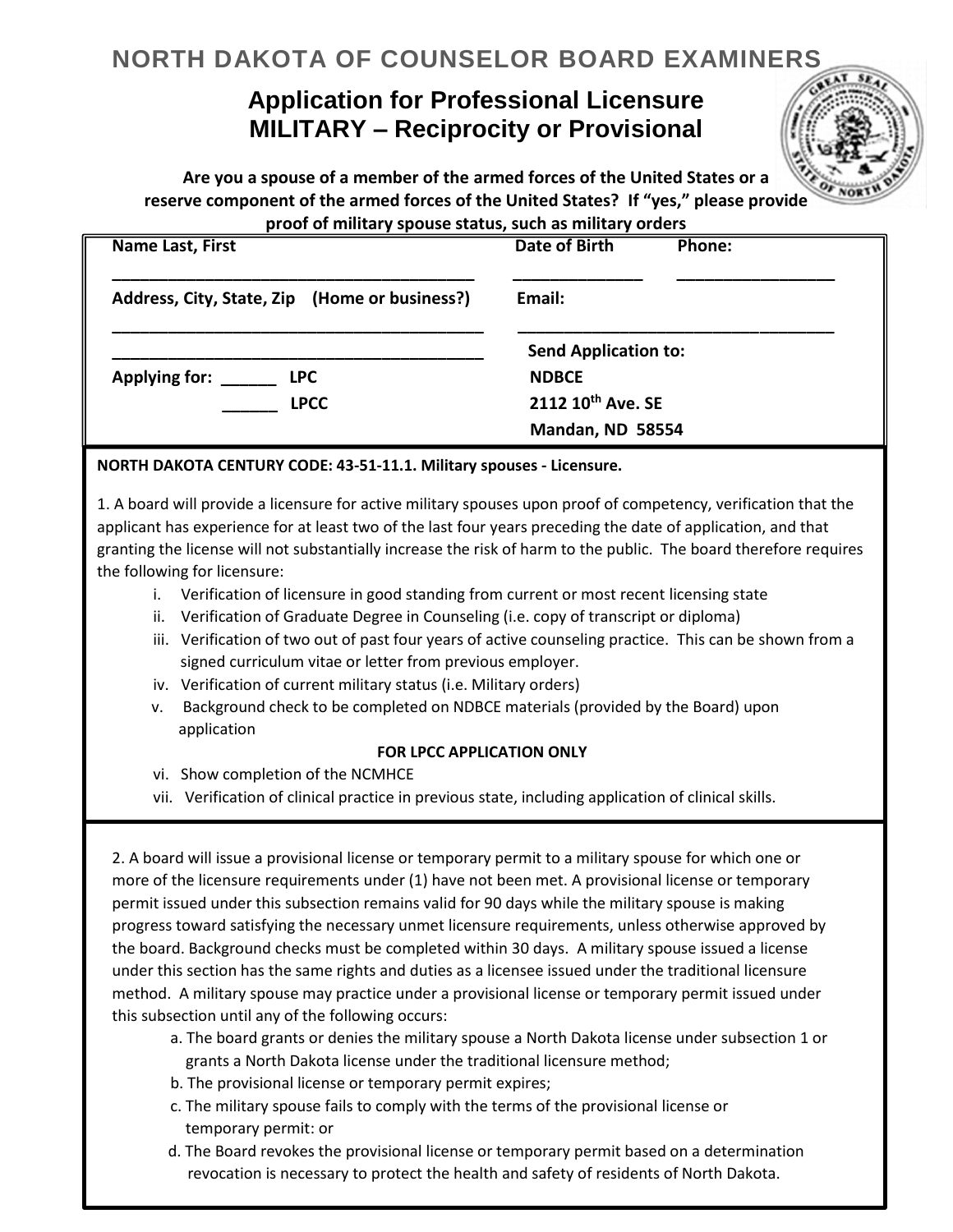# NORTH DAKOTA OF COUNSELOR BOARD EXAMINERS

## Application for Professional Licensure
## MILITARY – Reciprocity or Provisional

**Are you a spouse of a member of the armed forces of the United States or a reserve component of the armed forces of the United States? If "yes," please provide proof of military spouse status, such as military orders**

**Name Last, First** ________________________________________ **Date of Birth** ______________ **Phone:** _________________

**Address, City, State, Zip (Home or business?)** ________________________________________ **Email:** ___________________________________

________________________________________

**Applying for:** ______ **LPC**

______ **LPCC**

**Send Application to:**
**NDBCE**
**2112 10th Ave. SE**
**Mandan, ND 58554**

**NORTH DAKOTA CENTURY CODE: 43-51-11.1. Military spouses - Licensure.**

1. A board will provide a licensure for active military spouses upon proof of competency, verification that the applicant has experience for at least two of the last four years preceding the date of application, and that granting the license will not substantially increase the risk of harm to the public. The board therefore requires the following for licensure:

   i. Verification of licensure in good standing from current or most recent licensing state
   ii. Verification of Graduate Degree in Counseling (i.e. copy of transcript or diploma)
   iii. Verification of two out of past four years of active counseling practice. This can be shown from a signed curriculum vitae or letter from previous employer.
   iv. Verification of current military status (i.e. Military orders)
   v. Background check to be completed on NDBCE materials (provided by the Board) upon application

   **FOR LPCC APPLICATION ONLY**

   vi. Show completion of the NCMHCE
   vii. Verification of clinical practice in previous state, including application of clinical skills.

2. A board will issue a provisional license or temporary permit to a military spouse for which one or more of the licensure requirements under (1) have not been met. A provisional license or temporary permit issued under this subsection remains valid for 90 days while the military spouse is making progress toward satisfying the necessary unmet licensure requirements, unless otherwise approved by the board. Background checks must be completed within 30 days. A military spouse issued a license under this section has the same rights and duties as a licensee issued under the traditional licensure method. A military spouse may practice under a provisional license or temporary permit issued under this subsection until any of the following occurs:

   a. The board grants or denies the military spouse a North Dakota license under subsection 1 or grants a North Dakota license under the traditional licensure method;
   b. The provisional license or temporary permit expires;
   c. The military spouse fails to comply with the terms of the provisional license or temporary permit: or
   d. The Board revokes the provisional license or temporary permit based on a determination revocation is necessary to protect the health and safety of residents of North Dakota.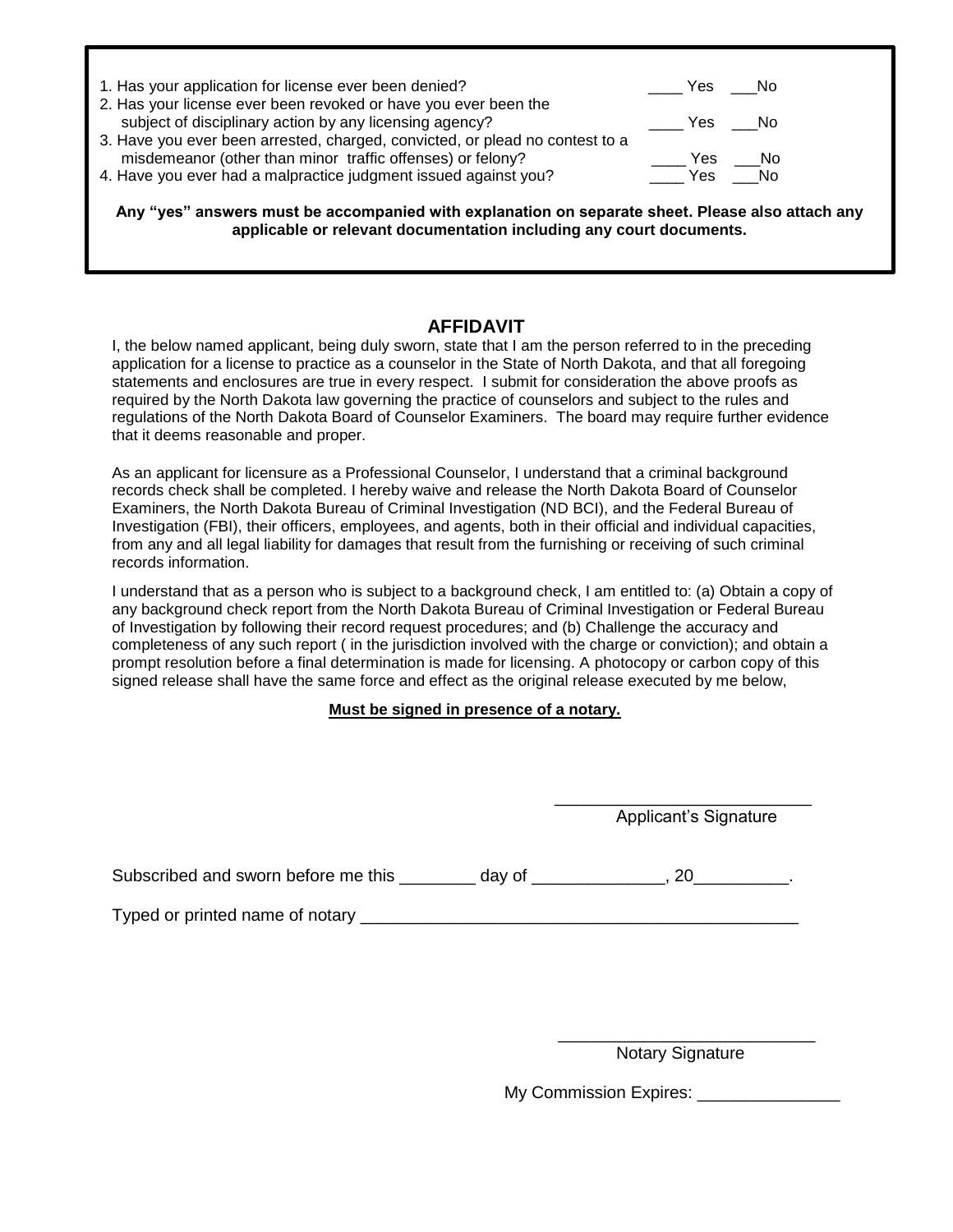1. Has your application for license ever been denied? ____ Yes ___No
2. Has your license ever been revoked or have you ever been the subject of disciplinary action by any licensing agency? ____ Yes ___No
3. Have you ever been arrested, charged, convicted, or plead no contest to a misdemeanor (other than minor traffic offenses) or felony? ____ Yes ___No
4. Have you ever had a malpractice judgment issued against you? ____ Yes ___No

**Any "yes" answers must be accompanied with explanation on separate sheet. Please also attach any applicable or relevant documentation including any court documents.**

## AFFIDAVIT

I, the below named applicant, being duly sworn, state that I am the person referred to in the preceding application for a license to practice as a counselor in the State of North Dakota, and that all foregoing statements and enclosures are true in every respect. I submit for consideration the above proofs as required by the North Dakota law governing the practice of counselors and subject to the rules and regulations of the North Dakota Board of Counselor Examiners. The board may require further evidence that it deems reasonable and proper.

As an applicant for licensure as a Professional Counselor, I understand that a criminal background records check shall be completed. I hereby waive and release the North Dakota Board of Counselor Examiners, the North Dakota Bureau of Criminal Investigation (ND BCI), and the Federal Bureau of Investigation (FBI), their officers, employees, and agents, both in their official and individual capacities, from any and all legal liability for damages that result from the furnishing or receiving of such criminal records information.

I understand that as a person who is subject to a background check, I am entitled to: (a) Obtain a copy of any background check report from the North Dakota Bureau of Criminal Investigation or Federal Bureau of Investigation by following their record request procedures; and (b) Challenge the accuracy and completeness of any such report ( in the jurisdiction involved with the charge or conviction); and obtain a prompt resolution before a final determination is made for licensing. A photocopy or carbon copy of this signed release shall have the same force and effect as the original release executed by me below,

**Must be signed in presence of a notary.**

___________________________
Applicant's Signature

Subscribed and sworn before me this ________ day of _____________, 20__________.

Typed or printed name of notary ______________________________________________

___________________________
Notary Signature

My Commission Expires: _______________